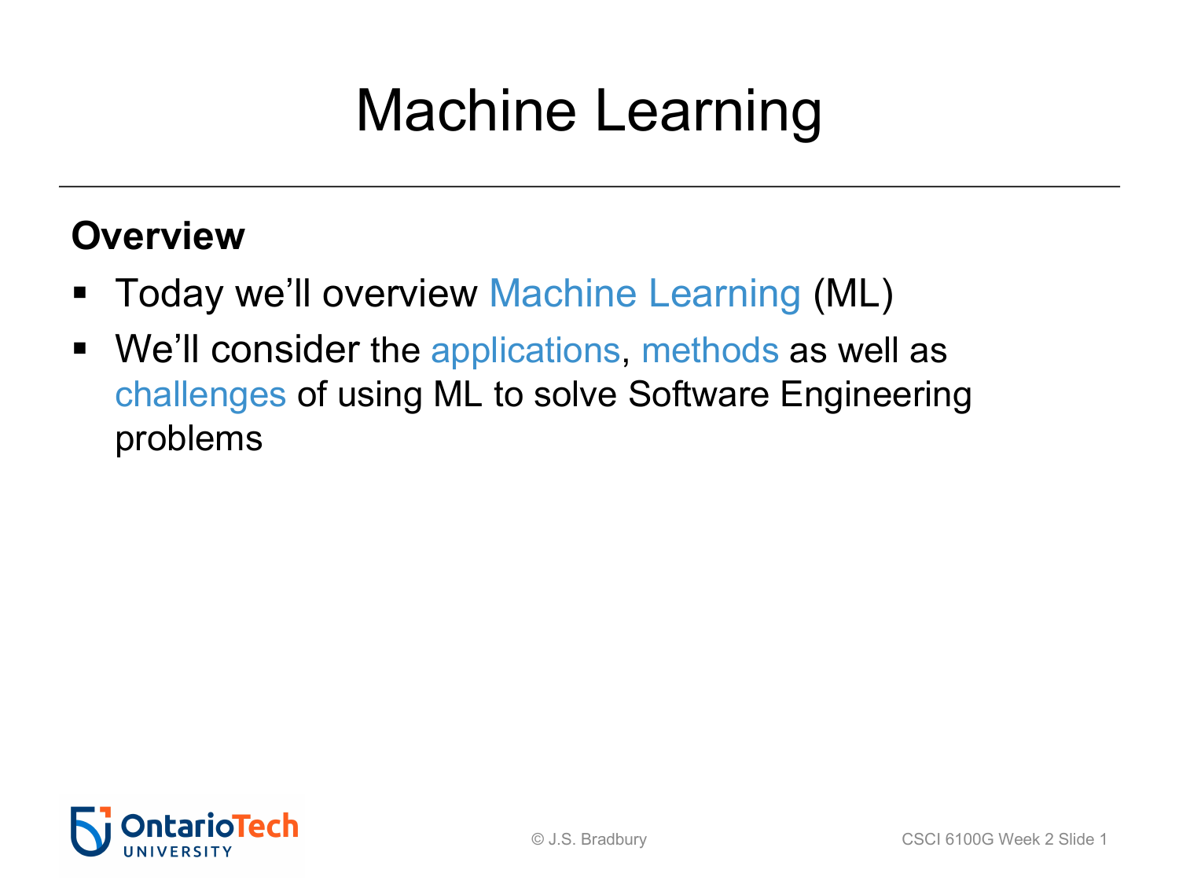# Machine Learning

**Overview**

- Today we'll overview Machine Learning (ML)
- We'll consider the applications, methods as well as challenges of using ML to solve Software Engineering problems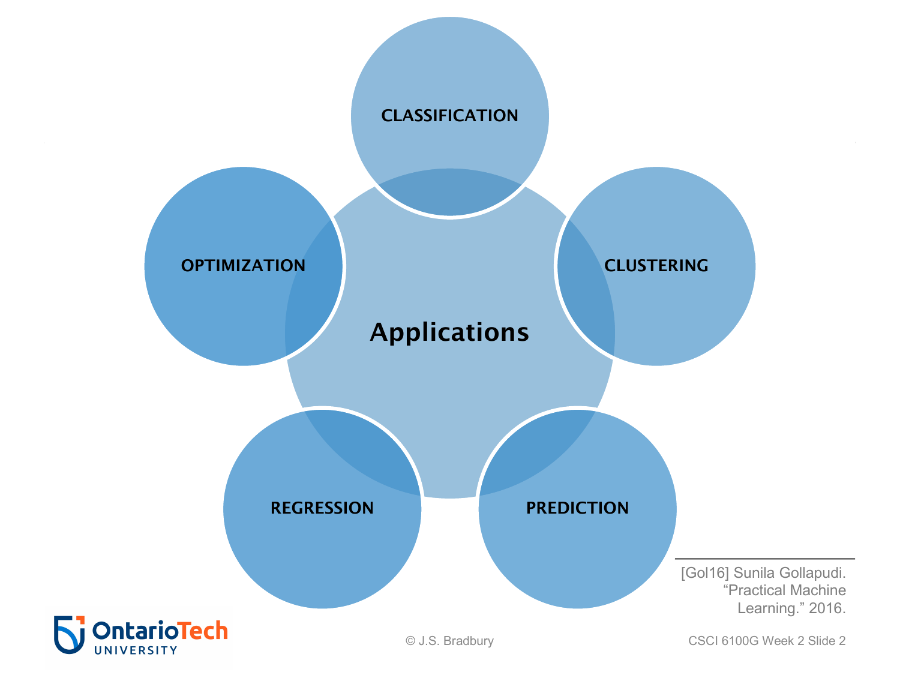# Applications

- CLASSIFICATION
- CLUSTERING
- PREDICTION
- REGRESSION
- OPTIMIZATION

[Gol16] Sunila Gollapudi. "Practical Machine Learning." 2016.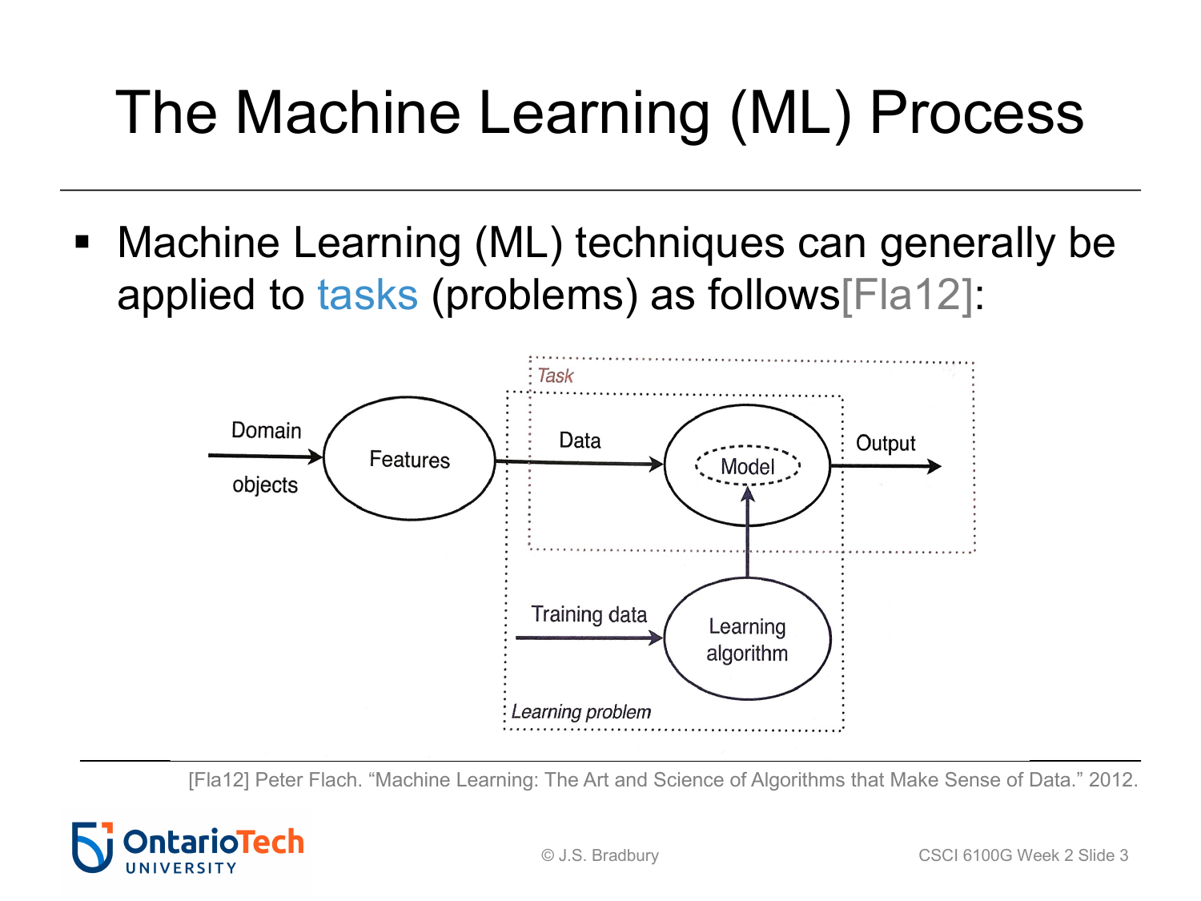# The Machine Learning (ML) Process

- Machine Learning (ML) techniques can generally be applied to tasks (problems) as follows[Fla12]:

Domain objects → Features → Data → Model → Output

Training data → Learning algorithm → Model

*Task*

*Learning problem*

[Fla12] Peter Flach. "Machine Learning: The Art and Science of Algorithms that Make Sense of Data." 2012.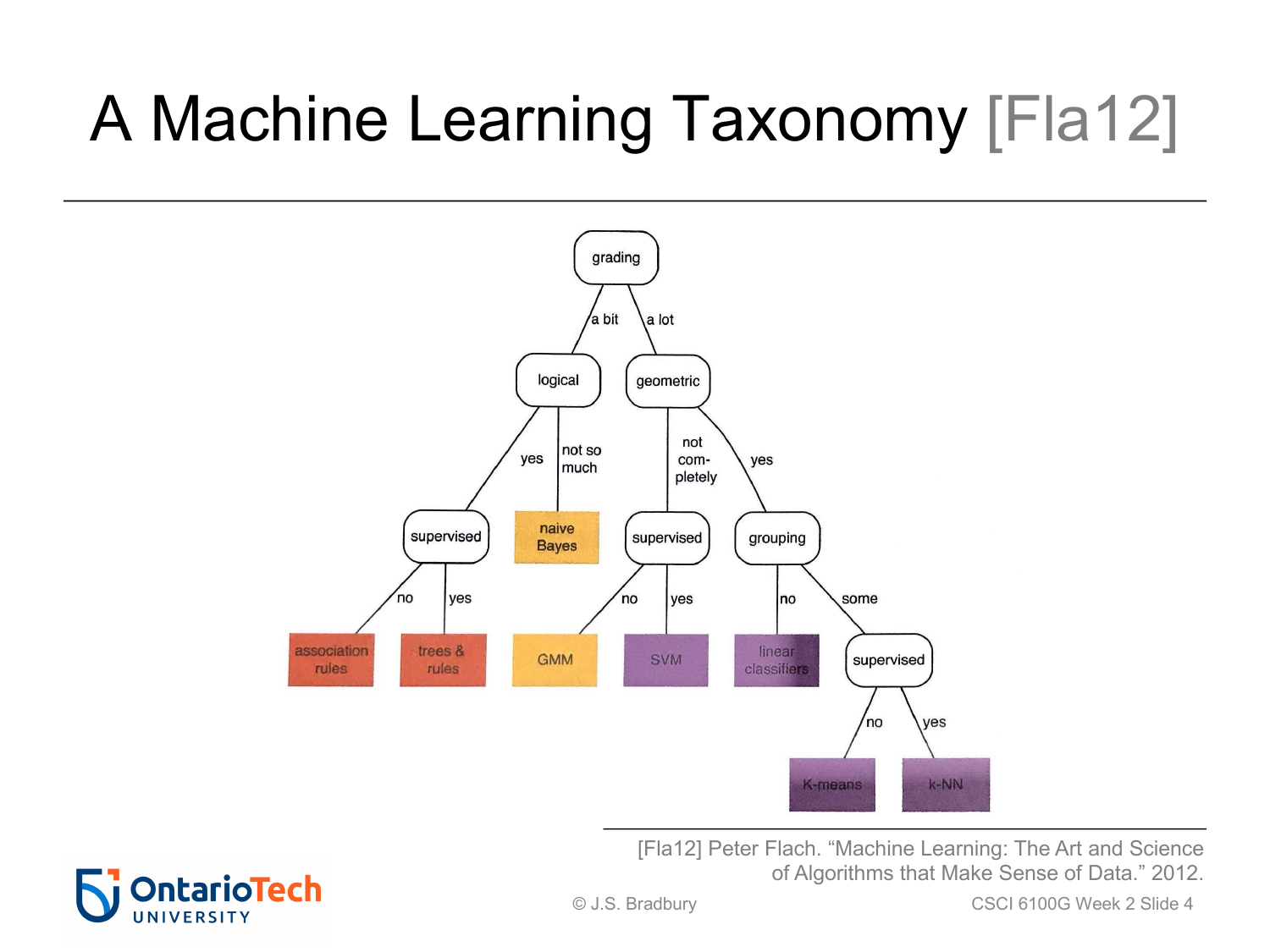# A Machine Learning Taxonomy [Fla12]

- grading
  - a bit → logical
    - yes → supervised
      - no → association rules
      - yes → trees & rules
    - not so much → naive Bayes
  - a lot → geometric
    - not completely → supervised
      - no → GMM
      - yes → SVM
    - yes → grouping
      - no → linear classifiers
      - some → supervised
        - no → K-means
        - yes → k-NN

[Fla12] Peter Flach. "Machine Learning: The Art and Science of Algorithms that Make Sense of Data." 2012.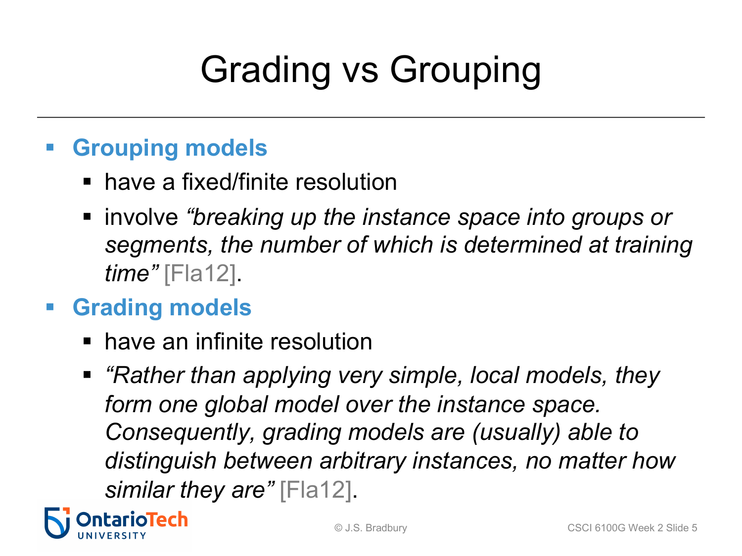# Grading vs Grouping

- **Grouping models**
  - have a fixed/finite resolution
  - involve *"breaking up the instance space into groups or segments, the number of which is determined at training time"* [Fla12].
- **Grading models**
  - have an infinite resolution
  - *"Rather than applying very simple, local models, they form one global model over the instance space. Consequently, grading models are (usually) able to distinguish between arbitrary instances, no matter how similar they are"* [Fla12].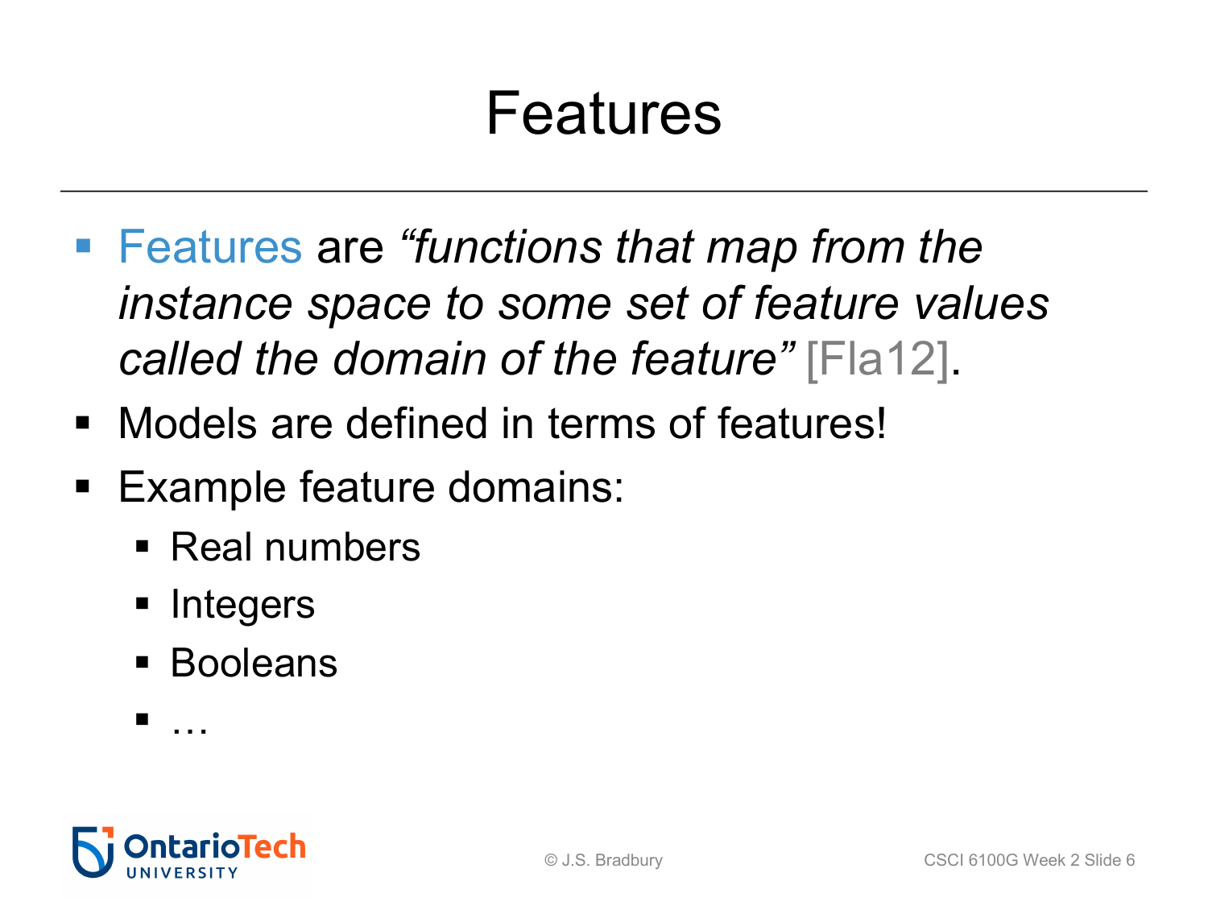# Features

- Features are *"functions that map from the instance space to some set of feature values called the domain of the feature"* [Fla12].
- Models are defined in terms of features!
- Example feature domains:
  - Real numbers
  - Integers
  - Booleans
  - …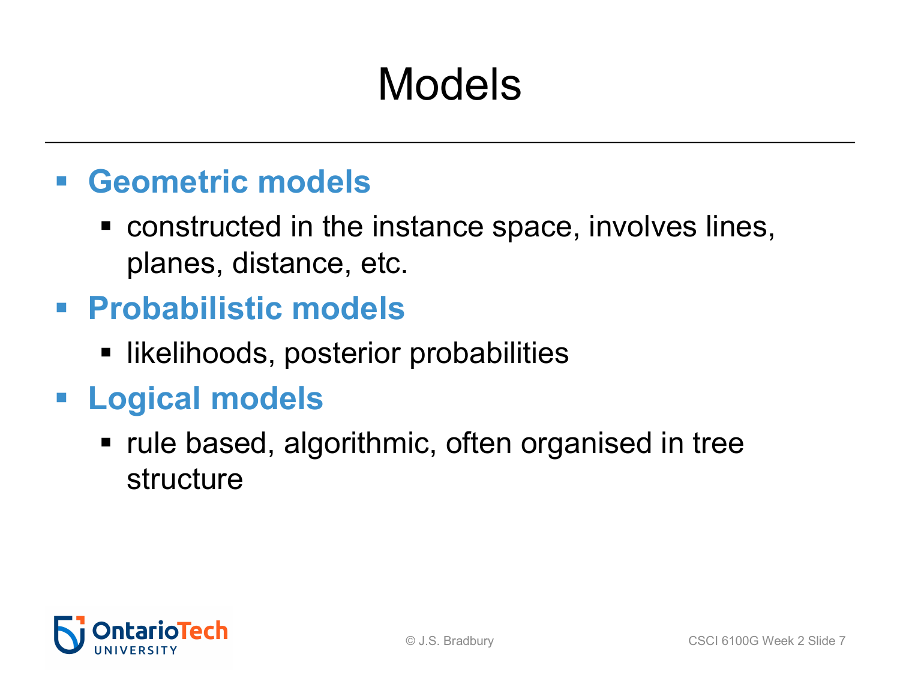# Models

- **Geometric models**
  - constructed in the instance space, involves lines, planes, distance, etc.
- **Probabilistic models**
  - likelihoods, posterior probabilities
- **Logical models**
  - rule based, algorithmic, often organised in tree structure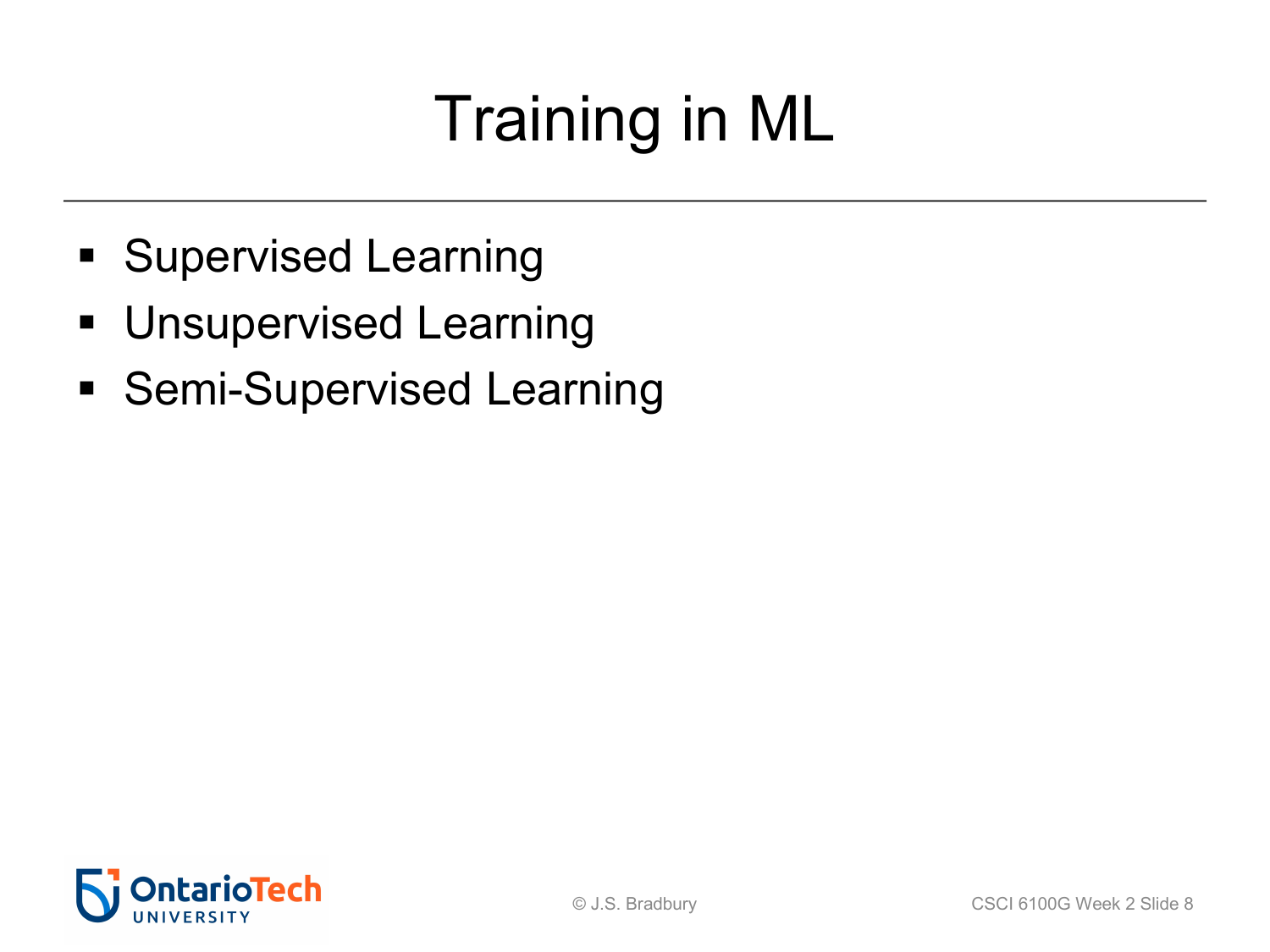# Training in ML

- Supervised Learning
- Unsupervised Learning
- Semi-Supervised Learning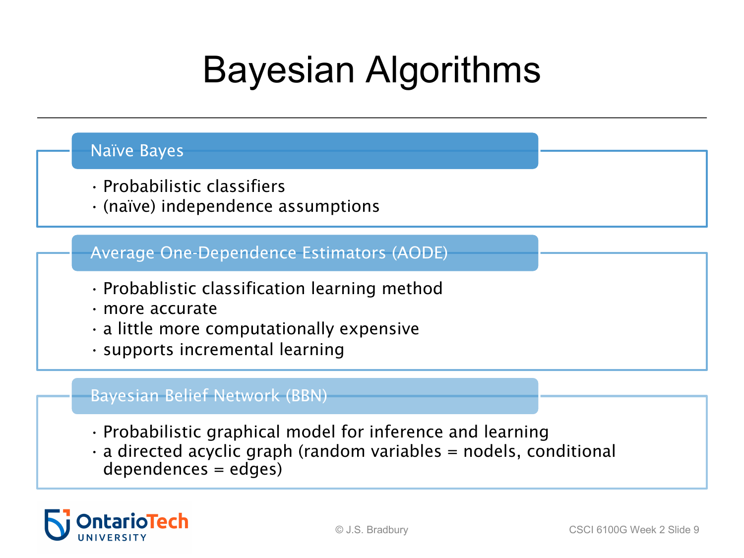# Bayesian Algorithms

## Naïve Bayes

- Probabilistic classifiers
- (naïve) independence assumptions

## Average One-Dependence Estimators (AODE)

- Probablistic classification learning method
- more accurate
- a little more computationally expensive
- supports incremental learning

## Bayesian Belief Network (BBN)

- Probabilistic graphical model for inference and learning
- a directed acyclic graph (random variables = nodels, conditional dependences = edges)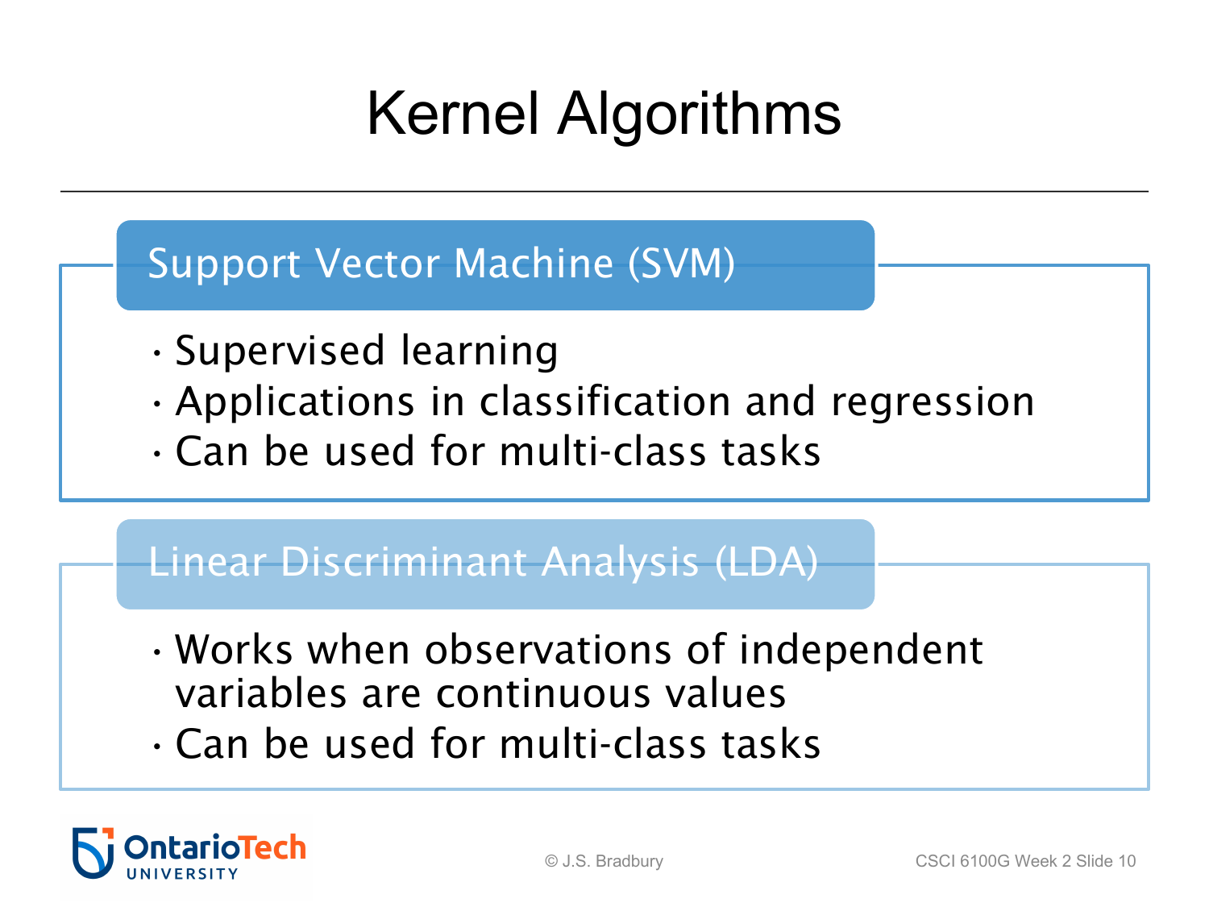# Kernel Algorithms

## Support Vector Machine (SVM)

- Supervised learning
- Applications in classification and regression
- Can be used for multi-class tasks

## Linear Discriminant Analysis (LDA)

- Works when observations of independent variables are continuous values
- Can be used for multi-class tasks

© J.S. Bradbury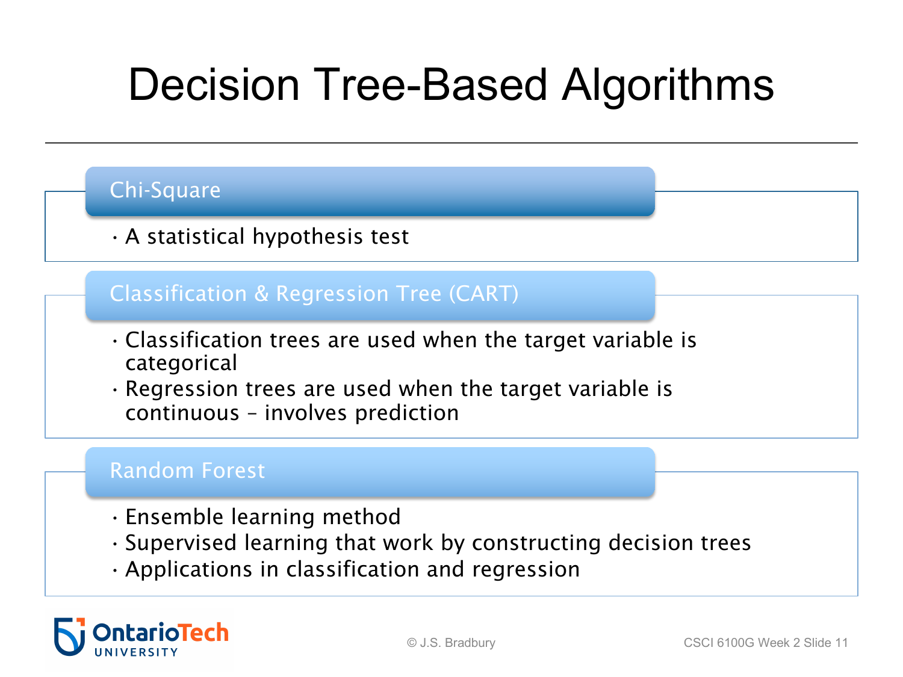# Decision Tree-Based Algorithms

## Chi-Square

- A statistical hypothesis test

## Classification & Regression Tree (CART)

- Classification trees are used when the target variable is categorical
- Regression trees are used when the target variable is continuous – involves prediction

## Random Forest

- Ensemble learning method
- Supervised learning that work by constructing decision trees
- Applications in classification and regression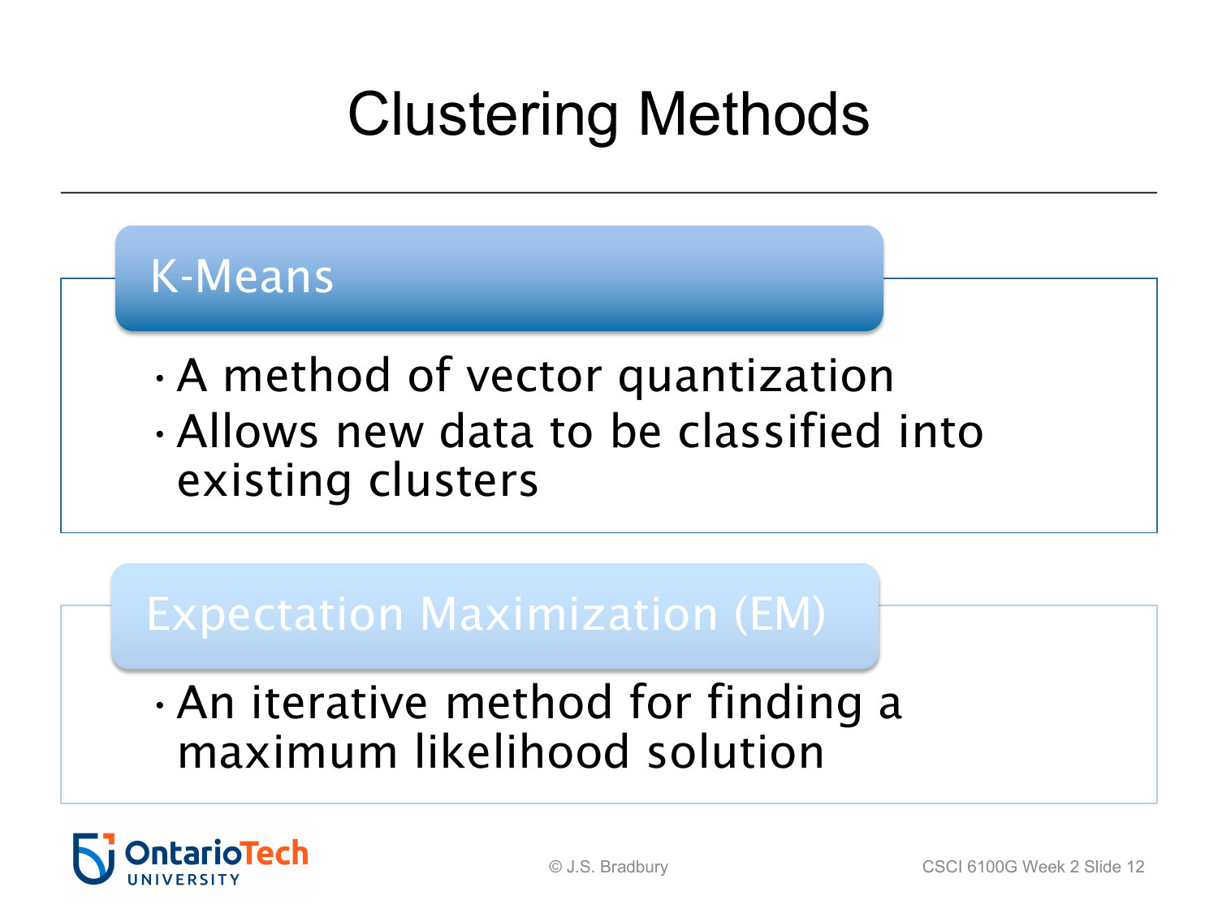# Clustering Methods

## K-Means

- A method of vector quantization
- Allows new data to be classified into existing clusters

## Expectation Maximization (EM)

- An iterative method for finding a maximum likelihood solution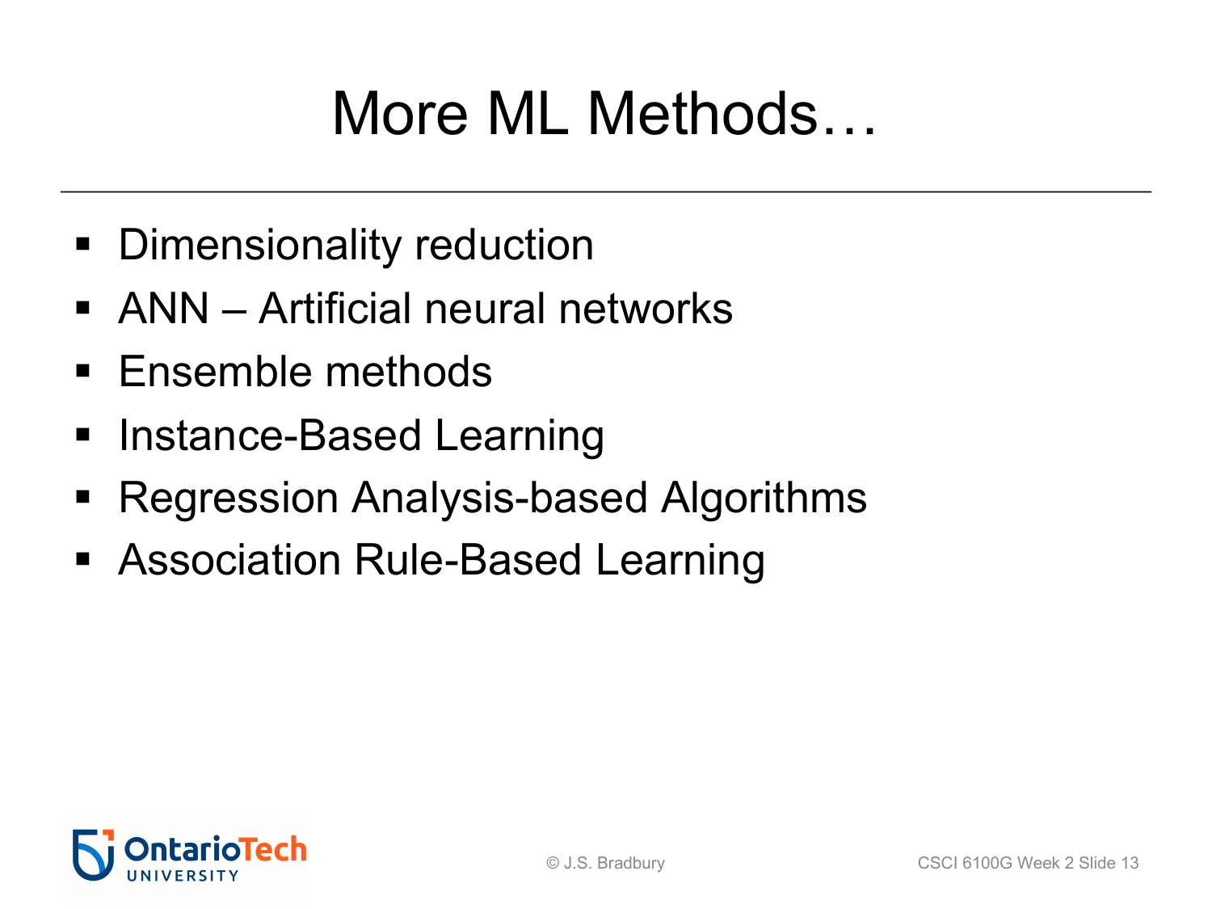# More ML Methods…

- Dimensionality reduction
- ANN – Artificial neural networks
- Ensemble methods
- Instance-Based Learning
- Regression Analysis-based Algorithms
- Association Rule-Based Learning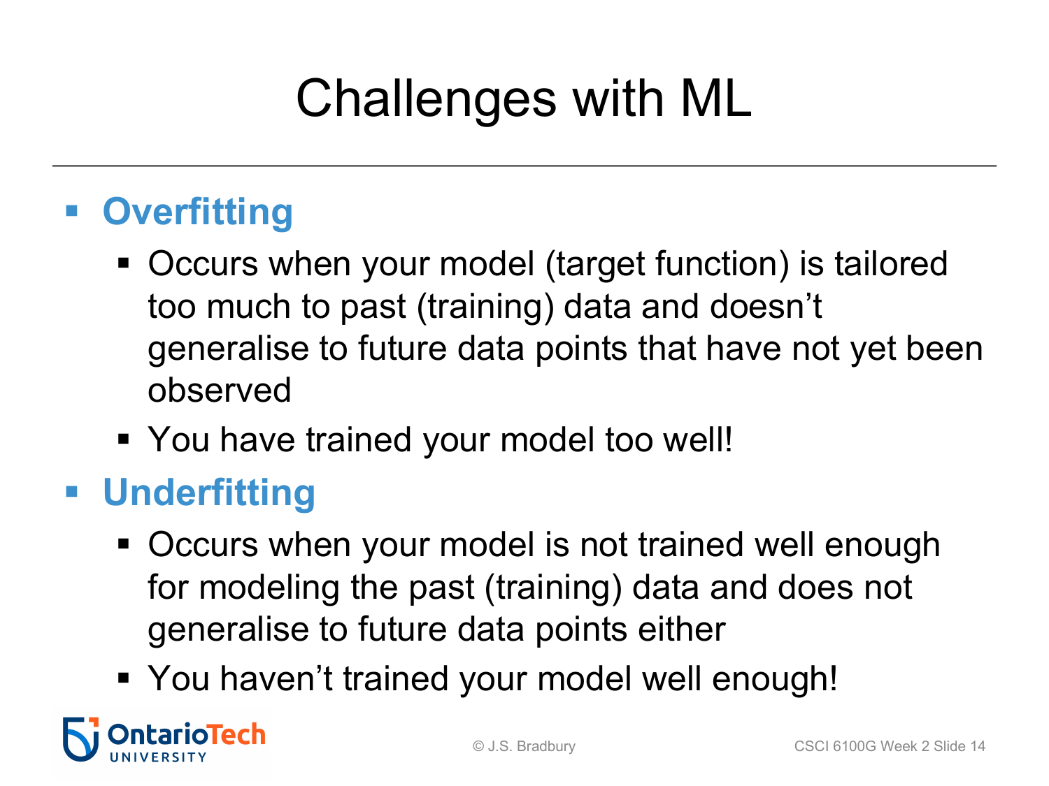# Challenges with ML

- **Overfitting**
  - Occurs when your model (target function) is tailored too much to past (training) data and doesn't generalise to future data points that have not yet been observed
  - You have trained your model too well!
- **Underfitting**
  - Occurs when your model is not trained well enough for modeling the past (training) data and does not generalise to future data points either
  - You haven't trained your model well enough!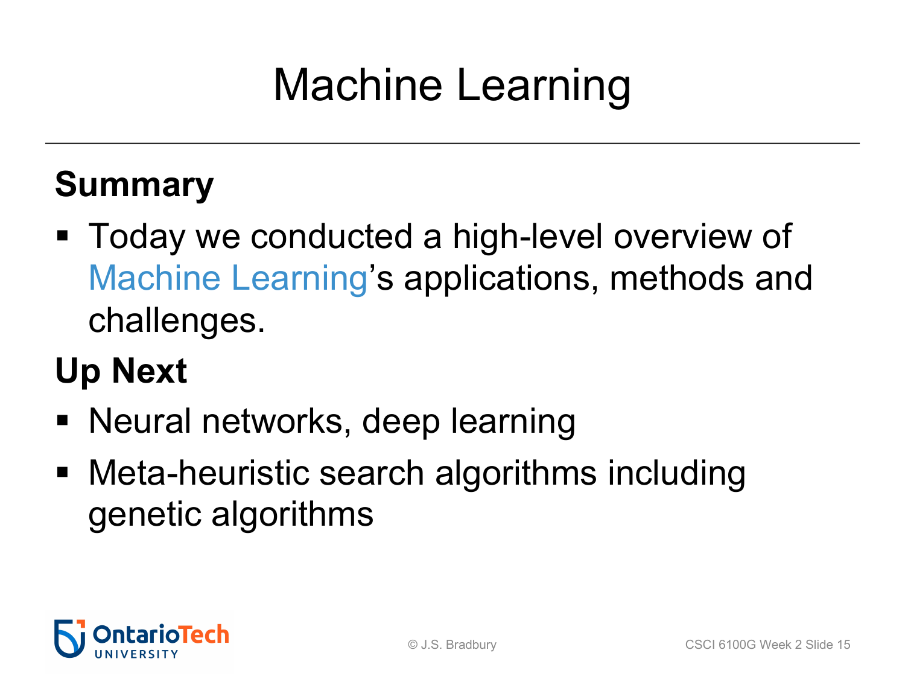# Machine Learning

## Summary

- Today we conducted a high-level overview of Machine Learning's applications, methods and challenges.

## Up Next

- Neural networks, deep learning
- Meta-heuristic search algorithms including genetic algorithms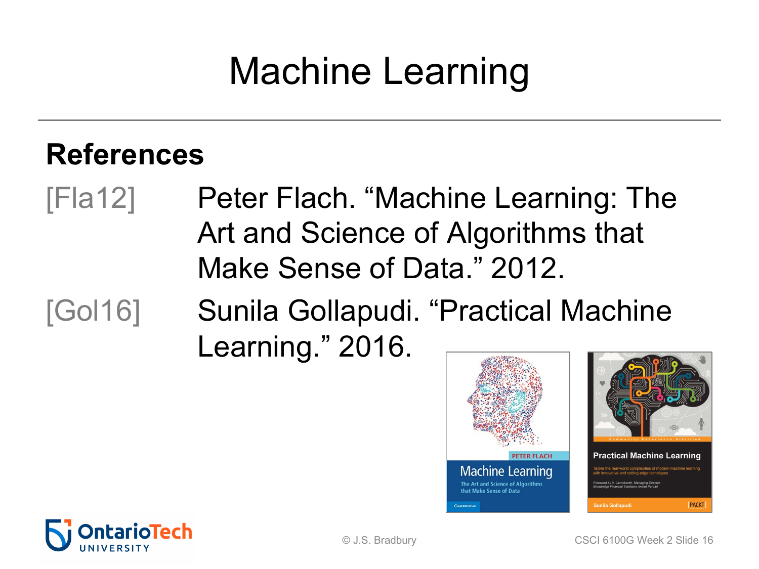# Machine Learning

## References

[Fla12] Peter Flach. “Machine Learning: The Art and Science of Algorithms that Make Sense of Data.” 2012.

[Gol16] Sunila Gollapudi. “Practical Machine Learning.” 2016.